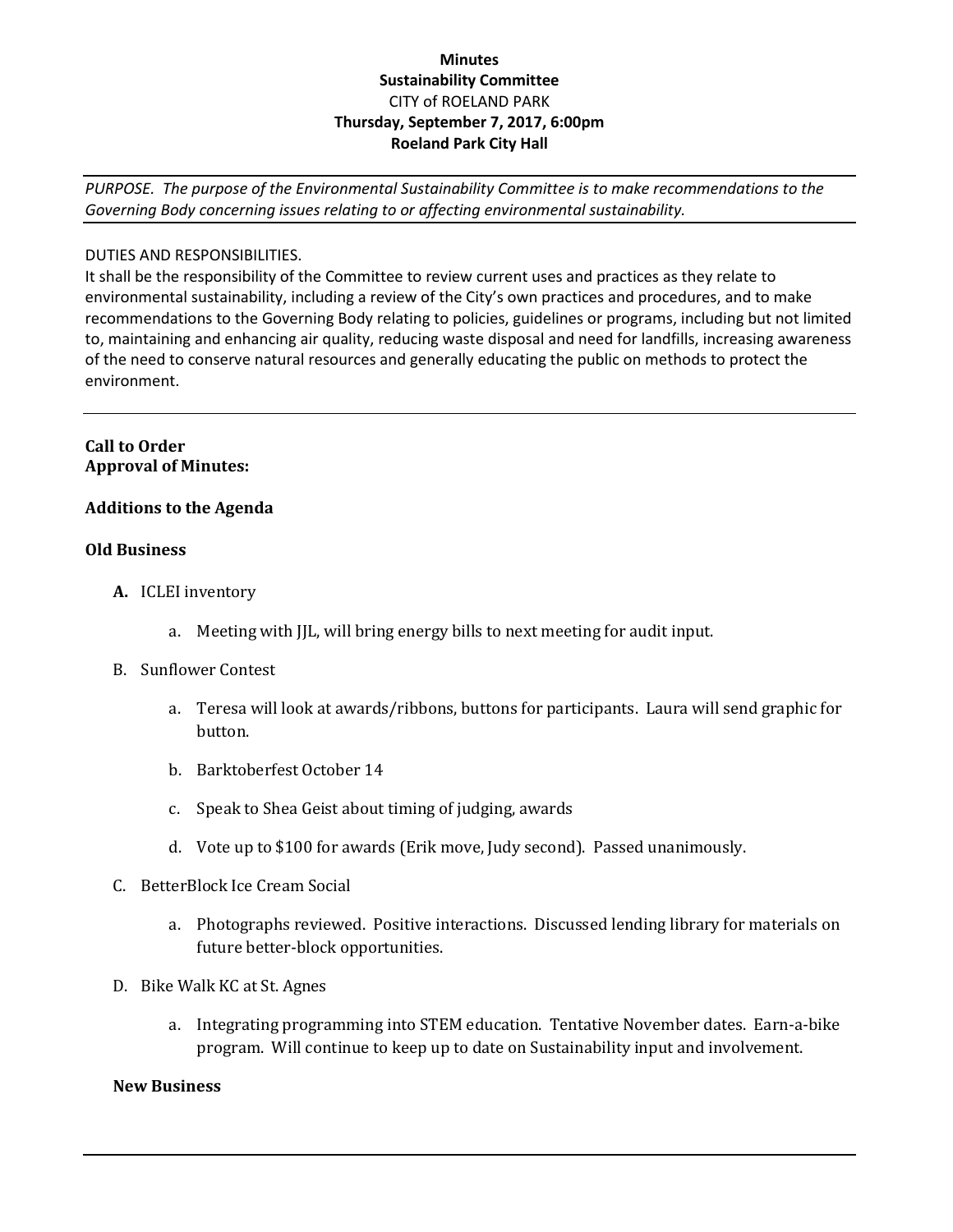**Minutes**
**Sustainability Committee**
CITY of ROELAND PARK
**Thursday, September 7, 2017, 6:00pm**
**Roeland Park City Hall**

---

*PURPOSE. The purpose of the Environmental Sustainability Committee is to make recommendations to the Governing Body concerning issues relating to or affecting environmental sustainability.*

---

DUTIES AND RESPONSIBILITIES.
It shall be the responsibility of the Committee to review current uses and practices as they relate to environmental sustainability, including a review of the City's own practices and procedures, and to make recommendations to the Governing Body relating to policies, guidelines or programs, including but not limited to, maintaining and enhancing air quality, reducing waste disposal and need for landfills, increasing awareness of the need to conserve natural resources and generally educating the public on methods to protect the environment.

---

**Call to Order**
**Approval of Minutes:**

**Additions to the Agenda**

**Old Business**

**A.** ICLEI inventory

a. Meeting with JJL, will bring energy bills to next meeting for audit input.

B. Sunflower Contest

a. Teresa will look at awards/ribbons, buttons for participants. Laura will send graphic for button.

b. Barktoberfest October 14

c. Speak to Shea Geist about timing of judging, awards

d. Vote up to $100 for awards (Erik move, Judy second). Passed unanimously.

C. BetterBlock Ice Cream Social

a. Photographs reviewed. Positive interactions. Discussed lending library for materials on future better-block opportunities.

D. Bike Walk KC at St. Agnes

a. Integrating programming into STEM education. Tentative November dates. Earn-a-bike program. Will continue to keep up to date on Sustainability input and involvement.

**New Business**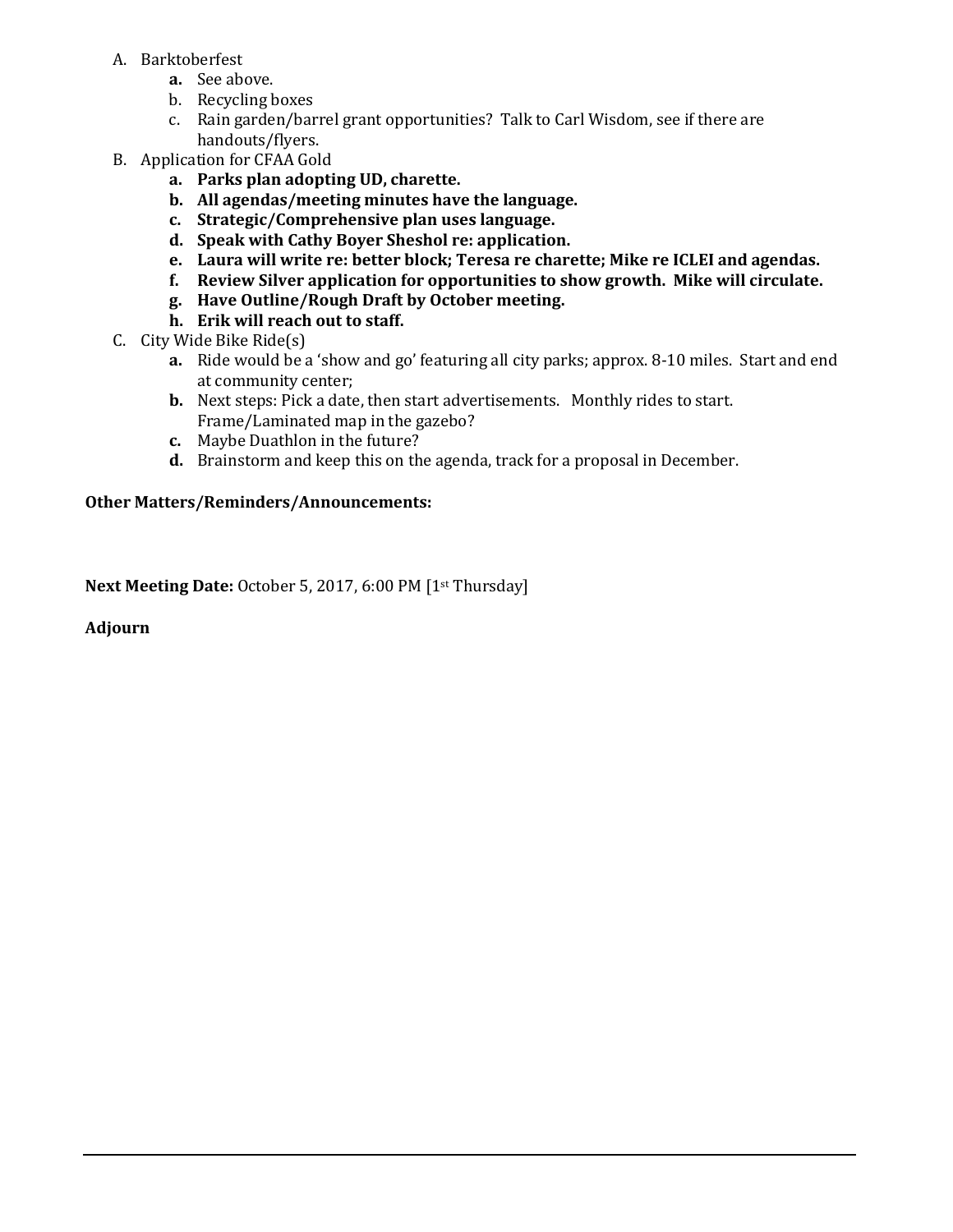A. Barktoberfest
   - **a.** See above.
   - b. Recycling boxes
   - c. Rain garden/barrel grant opportunities? Talk to Carl Wisdom, see if there are handouts/flyers.

B. Application for CFAA Gold
   - **a. Parks plan adopting UD, charette.**
   - **b. All agendas/meeting minutes have the language.**
   - **c. Strategic/Comprehensive plan uses language.**
   - **d. Speak with Cathy Boyer Sheshol re: application.**
   - **e. Laura will write re: better block; Teresa re charette; Mike re ICLEI and agendas.**
   - **f. Review Silver application for opportunities to show growth. Mike will circulate.**
   - **g. Have Outline/Rough Draft by October meeting.**
   - **h. Erik will reach out to staff.**

C. City Wide Bike Ride(s)
   - **a.** Ride would be a 'show and go' featuring all city parks; approx. 8-10 miles. Start and end at community center;
   - **b.** Next steps: Pick a date, then start advertisements. Monthly rides to start. Frame/Laminated map in the gazebo?
   - **c.** Maybe Duathlon in the future?
   - **d.** Brainstorm and keep this on the agenda, track for a proposal in December.

**Other Matters/Reminders/Announcements:**

**Next Meeting Date:** October 5, 2017, 6:00 PM [1st Thursday]

**Adjourn**